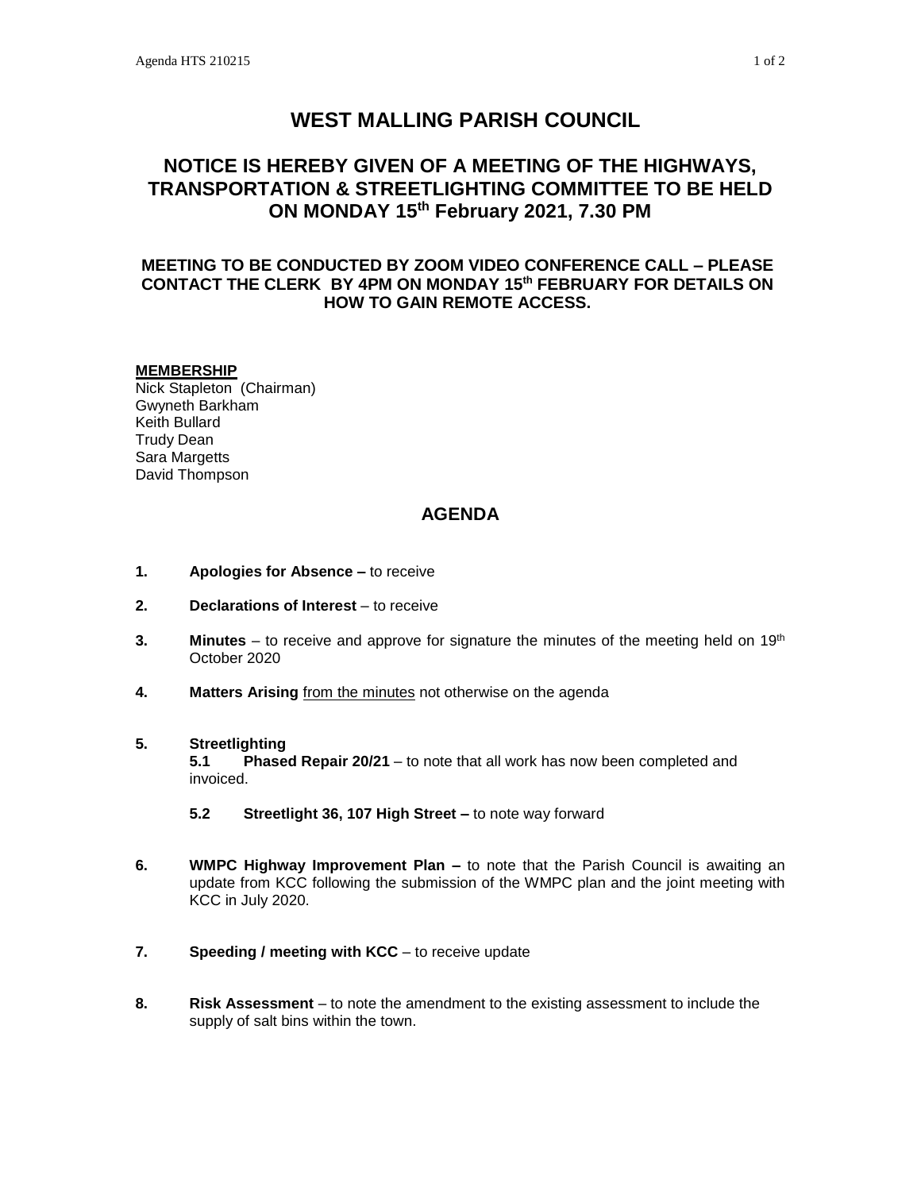# WEST MALLING PARISH COUNCIL

## NOTICE IS HEREBY GIVEN OF A MEETING OF THE HIGHWAYS, TRANSPORTATION & STREETLIGHTING COMMITTEE TO BE HELD ON MONDAY 15th February 2021, 7.30 PM

### MEETING TO BE CONDUCTED BY ZOOM VIDEO CONFERENCE CALL – PLEASE CONTACT THE CLERK BY 4PM ON MONDAY 15th FEBRUARY FOR DETAILS ON HOW TO GAIN REMOTE ACCESS.

**MEMBERSHIP**

Nick Stapleton (Chairman)
Gwyneth Barkham
Keith Bullard
Trudy Dean
Sara Margetts
David Thompson

## AGENDA

1. **Apologies for Absence –** to receive

2. **Declarations of Interest** – to receive

3. **Minutes** – to receive and approve for signature the minutes of the meeting held on 19th October 2020

4. **Matters Arising** from the minutes not otherwise on the agenda

5. **Streetlighting**

   **5.1 Phased Repair 20/21** – to note that all work has now been completed and invoiced.

   **5.2 Streetlight 36, 107 High Street –** to note way forward

6. **WMPC Highway Improvement Plan –** to note that the Parish Council is awaiting an update from KCC following the submission of the WMPC plan and the joint meeting with KCC in July 2020.

7. **Speeding / meeting with KCC** – to receive update

8. **Risk Assessment** – to note the amendment to the existing assessment to include the supply of salt bins within the town.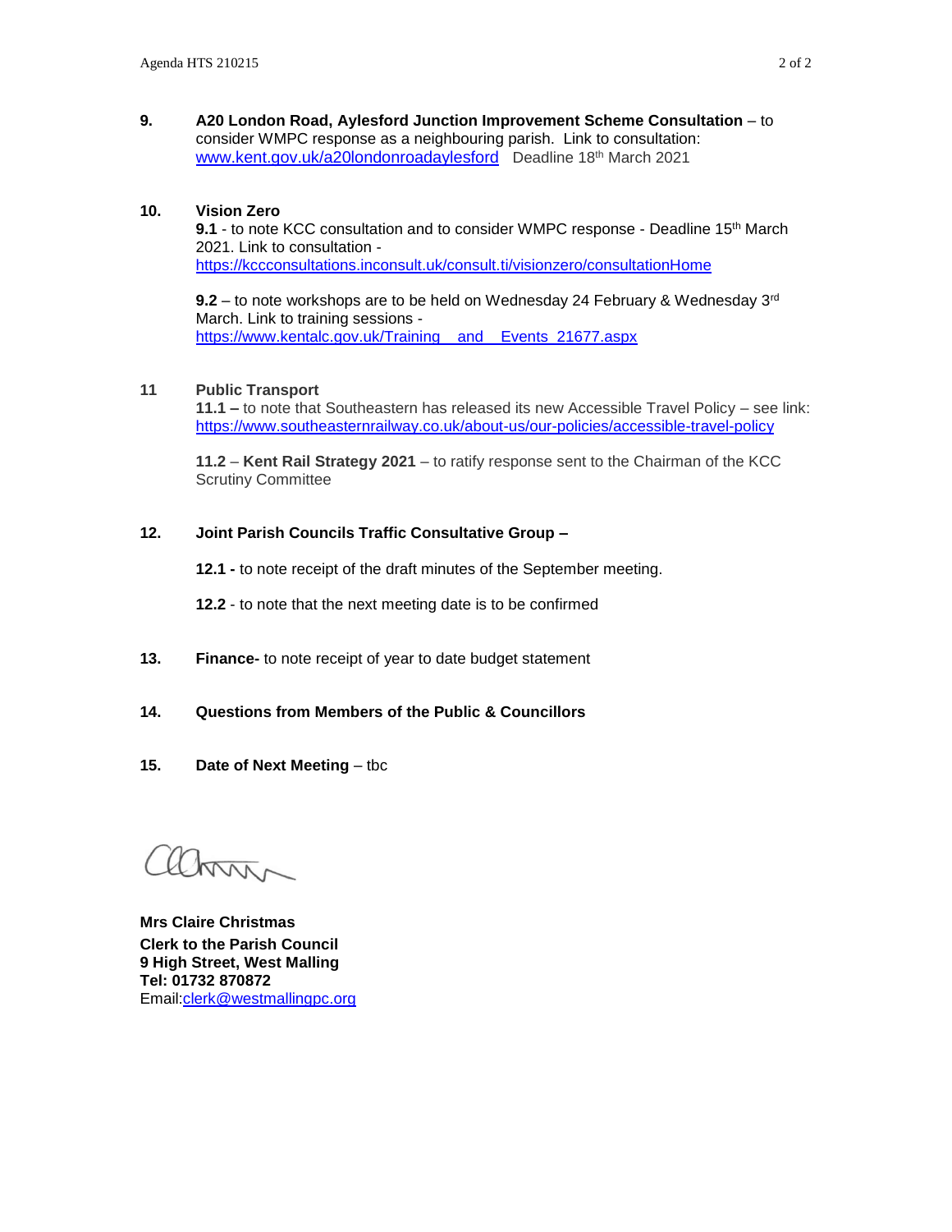**9.** **A20 London Road, Aylesford Junction Improvement Scheme Consultation** – to consider WMPC response as a neighbouring parish. Link to consultation: www.kent.gov.uk/a20londonroadaylesford Deadline 18th March 2021

**10.** **Vision Zero**

**9.1** - to note KCC consultation and to consider WMPC response - Deadline 15th March 2021. Link to consultation - https://kccconsultations.inconsult.uk/consult.ti/visionzero/consultationHome

**9.2** – to note workshops are to be held on Wednesday 24 February & Wednesday 3rd March. Link to training sessions - https://www.kentalc.gov.uk/Training__and__Events_21677.aspx

**11** **Public Transport**

**11.1 –** to note that Southeastern has released its new Accessible Travel Policy – see link: https://www.southeasternrailway.co.uk/about-us/our-policies/accessible-travel-policy

**11.2** – **Kent Rail Strategy 2021** – to ratify response sent to the Chairman of the KCC Scrutiny Committee

**12.** **Joint Parish Councils Traffic Consultative Group –**

**12.1 -** to note receipt of the draft minutes of the September meeting.

**12.2** - to note that the next meeting date is to be confirmed

**13.** **Finance-** to note receipt of year to date budget statement

**14.** **Questions from Members of the Public & Councillors**

**15.** **Date of Next Meeting** – tbc

**Mrs Claire Christmas**
**Clerk to the Parish Council**
**9 High Street, West Malling**
**Tel: 01732 870872**
Email:clerk@westmallingpc.org